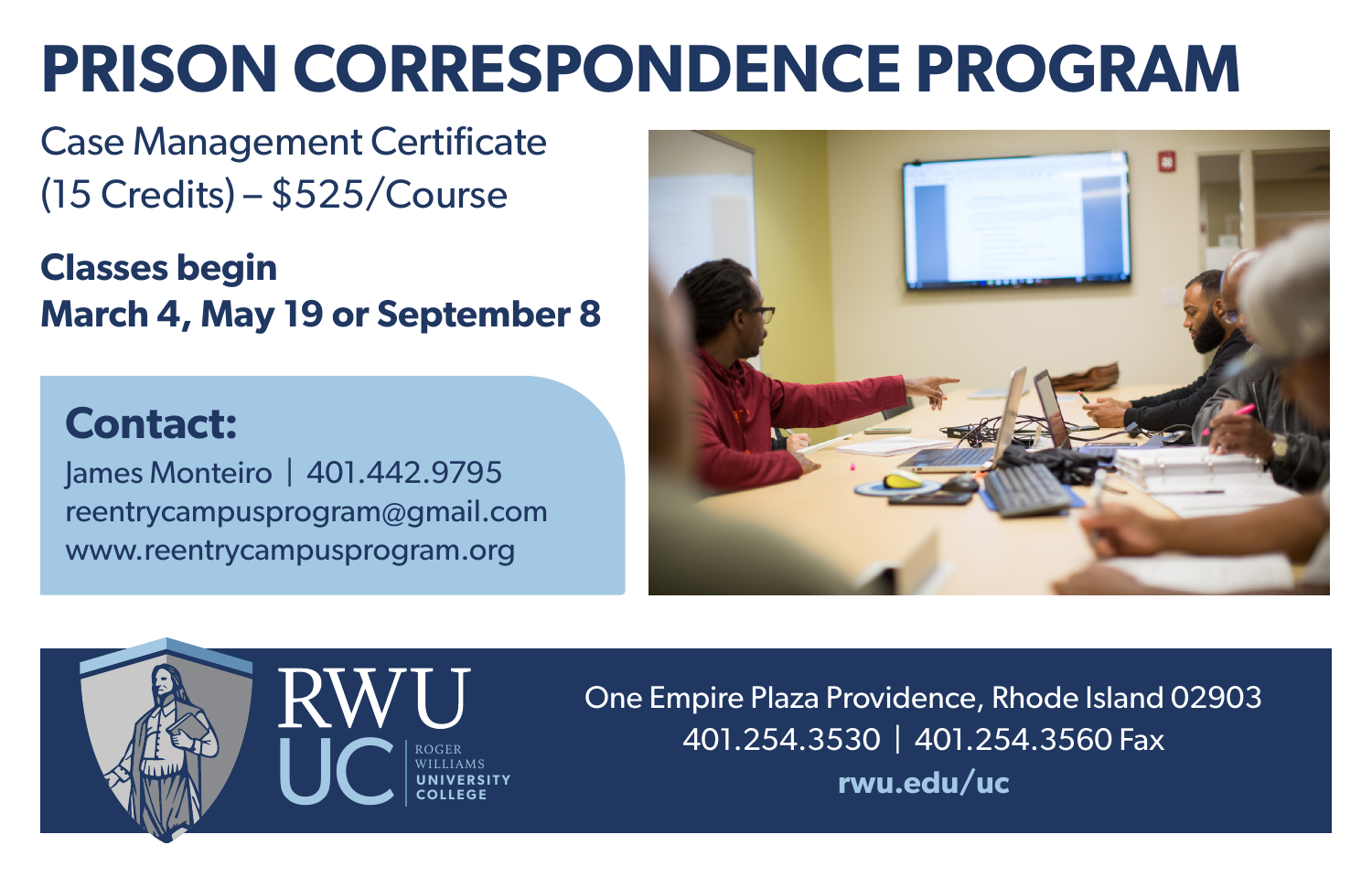# PRISON CORRESPONDENCE PROGRAM

Case Management Certificate
(15 Credits) – $525/Course

**Classes begin**
**March 4, May 19 or September 8**

## Contact:

James Monteiro | 401.442.9795
reentrycampusprogram@gmail.com
www.reentrycampusprogram.org

RWU UC
ROGER WILLIAMS UNIVERSITY COLLEGE

One Empire Plaza Providence, Rhode Island 02903
401.254.3530 | 401.254.3560 Fax
**rwu.edu/uc**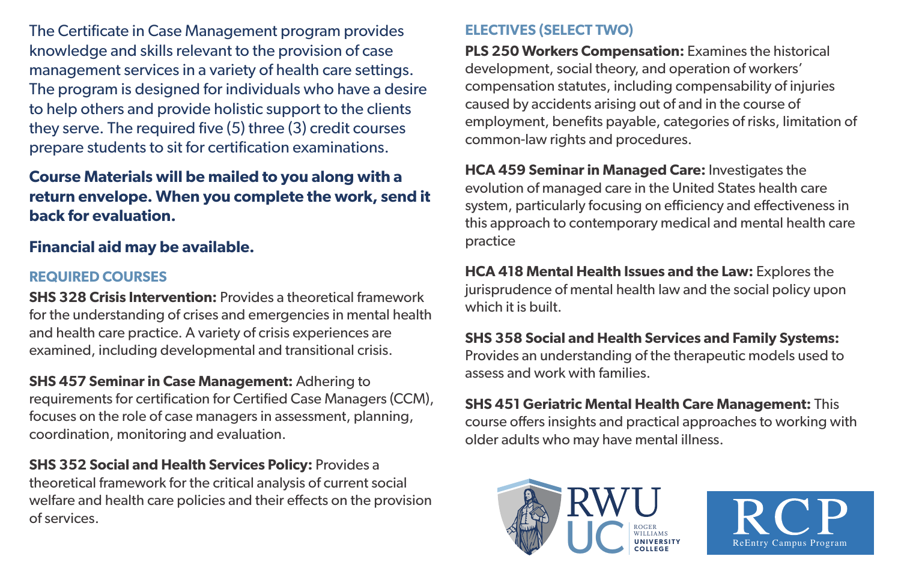The Certificate in Case Management program provides knowledge and skills relevant to the provision of case management services in a variety of health care settings. The program is designed for individuals who have a desire to help others and provide holistic support to the clients they serve. The required five (5) three (3) credit courses prepare students to sit for certification examinations.

**Course Materials will be mailed to you along with a return envelope. When you complete the work, send it back for evaluation.**

**Financial aid may be available.**

## REQUIRED COURSES

**SHS 328 Crisis Intervention:** Provides a theoretical framework for the understanding of crises and emergencies in mental health and health care practice. A variety of crisis experiences are examined, including developmental and transitional crisis.

**SHS 457 Seminar in Case Management:** Adhering to requirements for certification for Certified Case Managers (CCM), focuses on the role of case managers in assessment, planning, coordination, monitoring and evaluation.

**SHS 352 Social and Health Services Policy:** Provides a theoretical framework for the critical analysis of current social welfare and health care policies and their effects on the provision of services.

## ELECTIVES (SELECT TWO)

**PLS 250 Workers Compensation:** Examines the historical development, social theory, and operation of workers' compensation statutes, including compensability of injuries caused by accidents arising out of and in the course of employment, benefits payable, categories of risks, limitation of common-law rights and procedures.

**HCA 459 Seminar in Managed Care:** Investigates the evolution of managed care in the United States health care system, particularly focusing on efficiency and effectiveness in this approach to contemporary medical and mental health care practice

**HCA 418 Mental Health Issues and the Law:** Explores the jurisprudence of mental health law and the social policy upon which it is built.

**SHS 358 Social and Health Services and Family Systems:** Provides an understanding of the therapeutic models used to assess and work with families.

**SHS 451 Geriatric Mental Health Care Management:** This course offers insights and practical approaches to working with older adults who may have mental illness.

RWU UC ROGER WILLIAMS UNIVERSITY COLLEGE

RCP ReEntry Campus Program